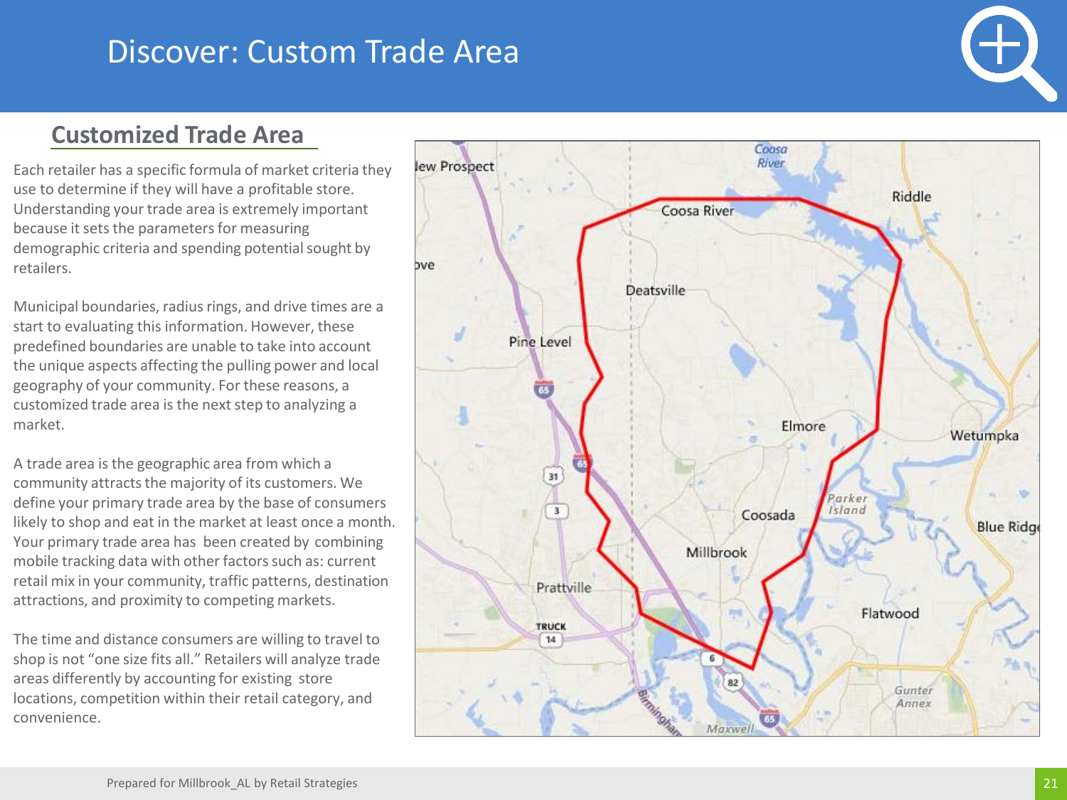# Discover: Custom Trade Area

## Customized Trade Area

Each retailer has a specific formula of market criteria they use to determine if they will have a profitable store. Understanding your trade area is extremely important because it sets the parameters for measuring demographic criteria and spending potential sought by retailers.

Municipal boundaries, radius rings, and drive times are a start to evaluating this information. However, these predefined boundaries are unable to take into account the unique aspects affecting the pulling power and local geography of your community. For these reasons, a customized trade area is the next step to analyzing a market.

A trade area is the geographic area from which a community attracts the majority of its customers. We define your primary trade area by the base of consumers likely to shop and eat in the market at least once a month. Your primary trade area has been created by combining mobile tracking data with other factors such as: current retail mix in your community, traffic patterns, destination attractions, and proximity to competing markets.

The time and distance consumers are willing to travel to shop is not "one size fits all." Retailers will analyze trade areas differently by accounting for existing store locations, competition within their retail category, and convenience.

New Prospect
Coosa River
Coosa River
Riddle
Deatsville
Pine Level
Elmore
Wetumpka
Parker Island
Coosada
Blue Ridge
Millbrook
Prattville
Flatwood
Gunter Annex
Maxwell
Birmingham
65
31
3
TRUCK 14
6
82

Prepared for Millbrook_AL by Retail Strategies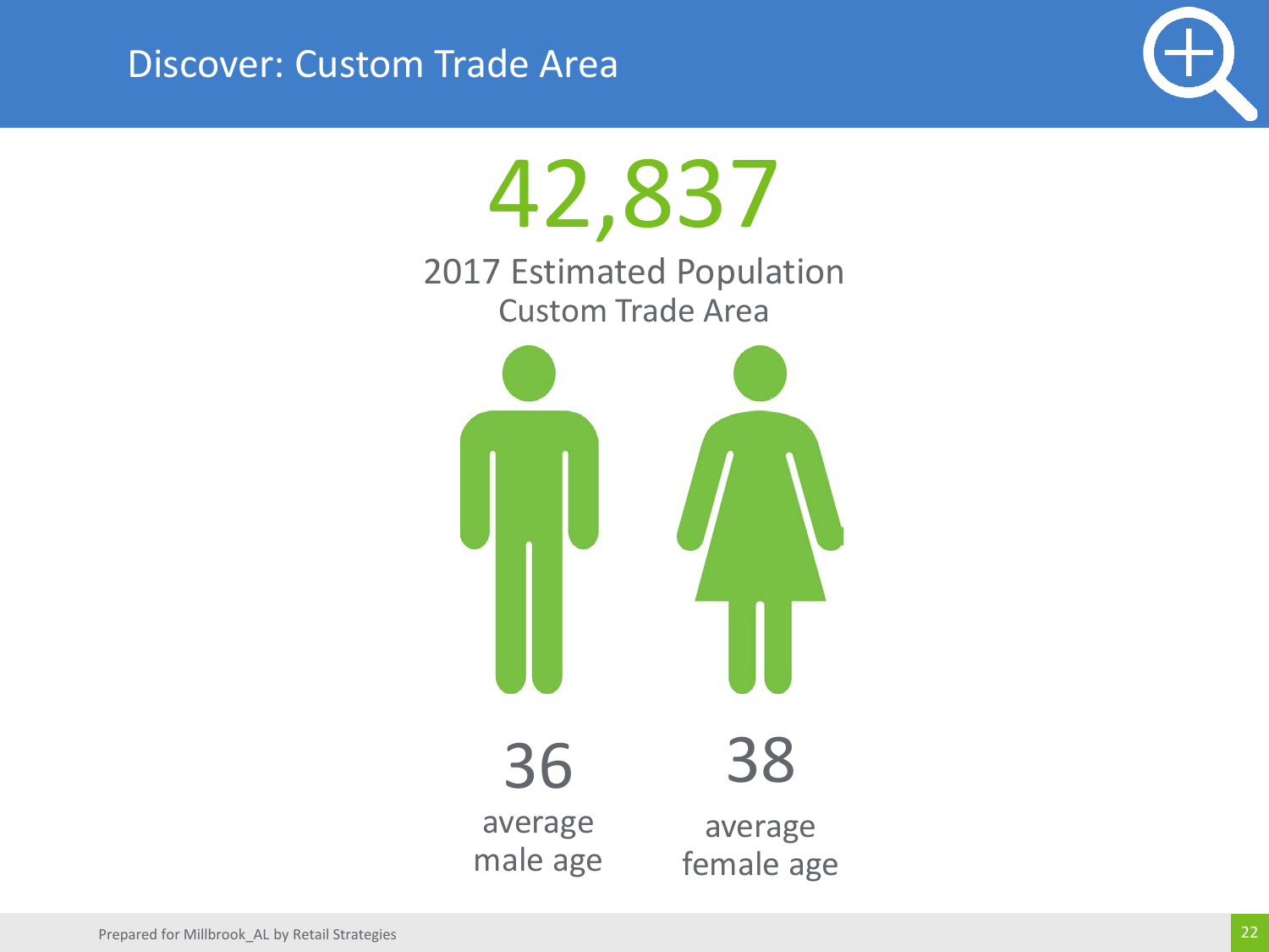# Discover: Custom Trade Area

42,837

2017 Estimated Population
Custom Trade Area

36
average male age

38
average female age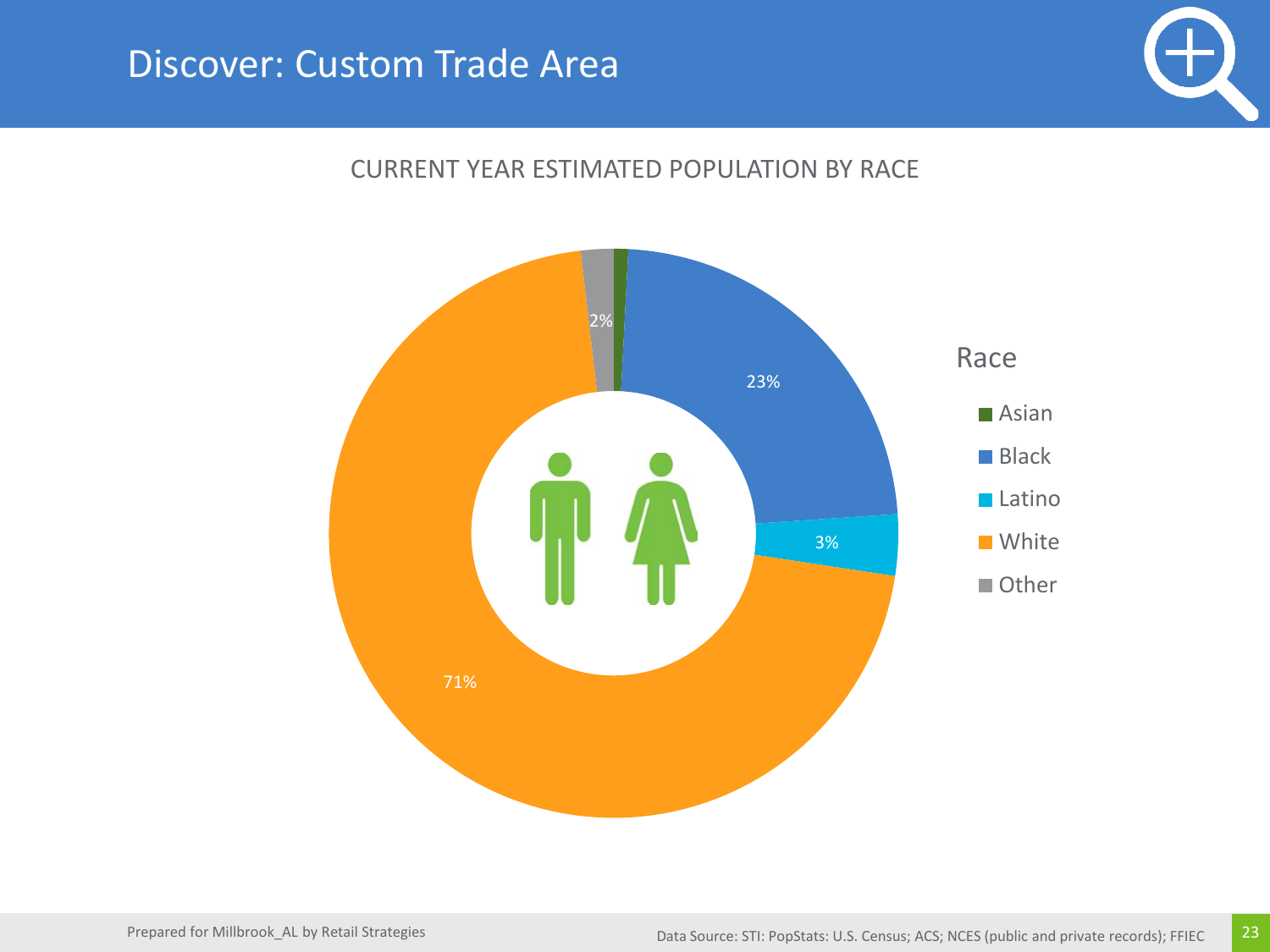# Discover: Custom Trade Area

CURRENT YEAR ESTIMATED POPULATION BY RACE

2%

23%

3%

71%

Race

Asian

Black

Latino

White

Other

Prepared for Millbrook_AL by Retail Strategies

Data Source: STI: PopStats: U.S. Census; ACS; NCES (public and private records); FFIEC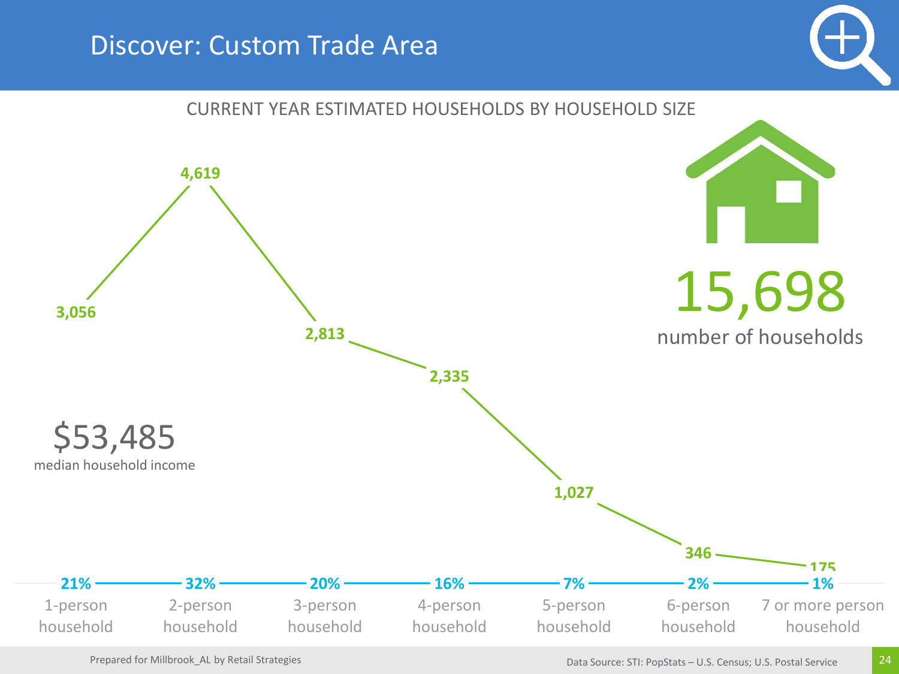# Discover: Custom Trade Area

CURRENT YEAR ESTIMATED HOUSEHOLDS BY HOUSEHOLD SIZE

3,056
4,619
2,813
2,335
1,027
346
175

21% 1-person household
32% 2-person household
20% 3-person household
16% 4-person household
7% 5-person household
2% 6-person household
1% 7 or more person household

15,698
number of households

$53,485
median household income

Prepared for Millbrook_AL by Retail Strategies

Data Source: STI: PopStats – U.S. Census; U.S. Postal Service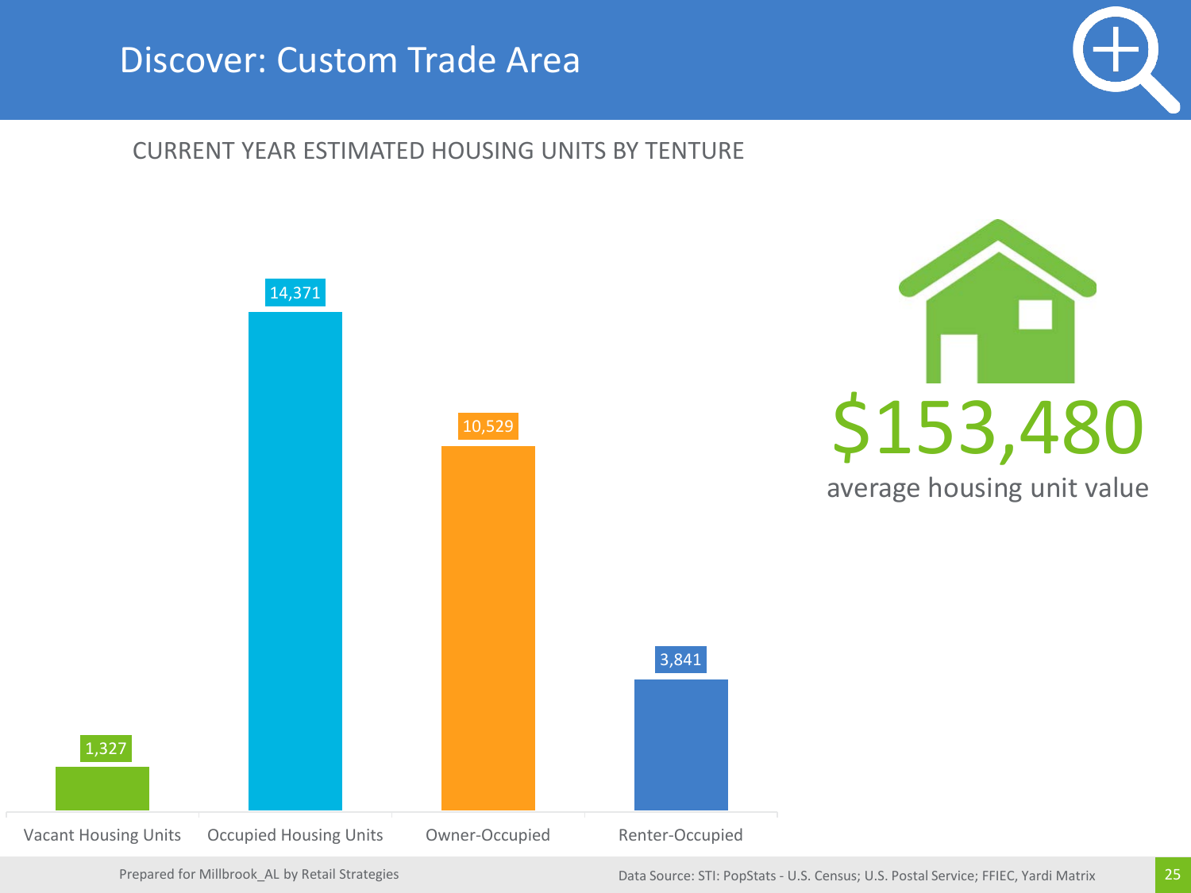# Discover: Custom Trade Area

CURRENT YEAR ESTIMATED HOUSING UNITS BY TENTURE

1,327
Vacant Housing Units

14,371
Occupied Housing Units

10,529
Owner-Occupied

3,841
Renter-Occupied

$153,480
average housing unit value

Prepared for Millbrook_AL by Retail Strategies

Data Source: STI: PopStats - U.S. Census; U.S. Postal Service; FFIEC, Yardi Matrix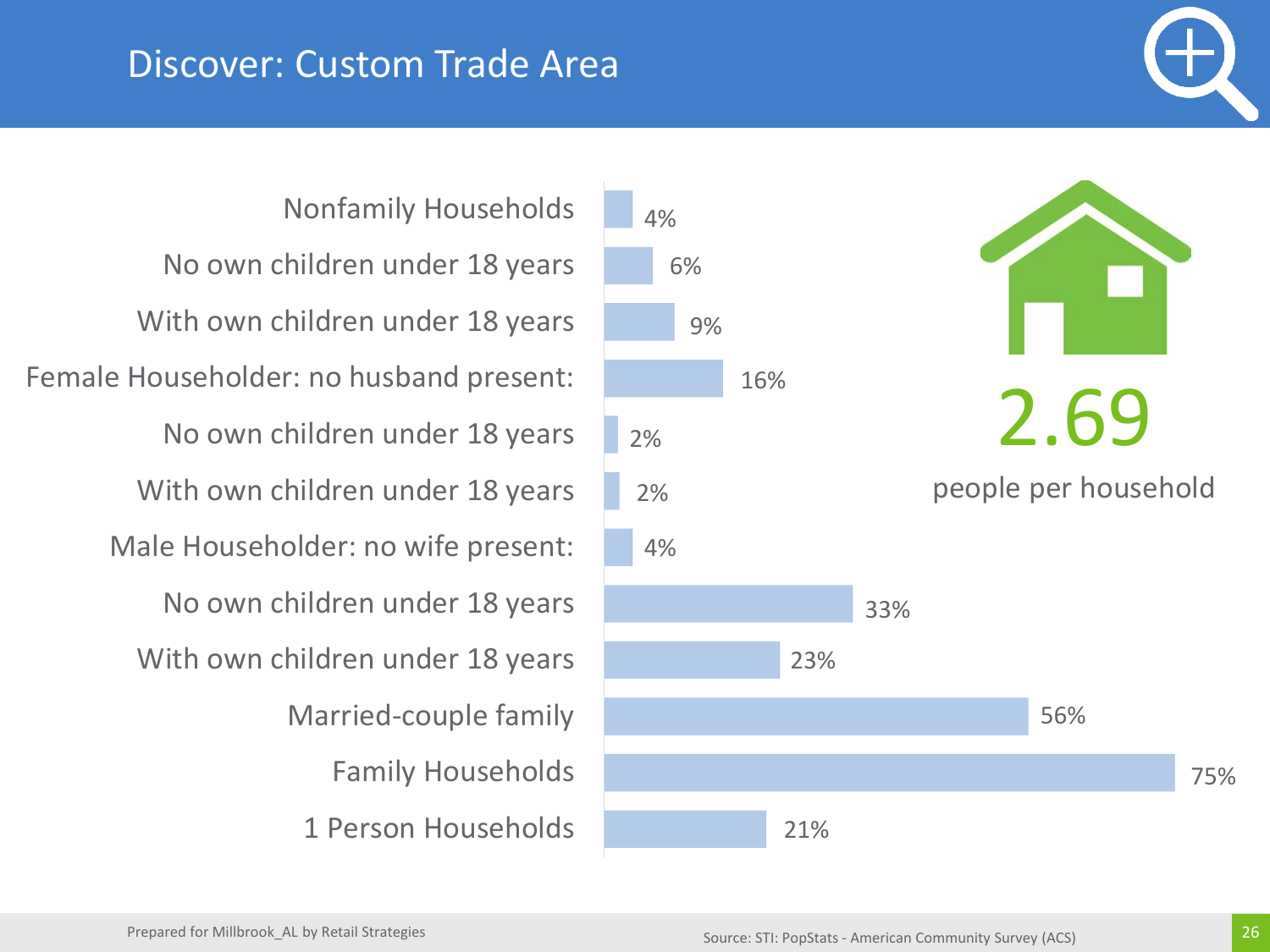# Discover: Custom Trade Area

| Category | Percent |
| --- | --- |
| Nonfamily Households | 4% |
| No own children under 18 years | 6% |
| With own children under 18 years | 9% |
| Female Householder: no husband present: | 16% |
| No own children under 18 years | 2% |
| With own children under 18 years | 2% |
| Male Householder: no wife present: | 4% |
| No own children under 18 years | 33% |
| With own children under 18 years | 23% |
| Married-couple family | 56% |
| Family Households | 75% |
| 1 Person Households | 21% |

**2.69**

people per household

Prepared for Millbrook_AL by Retail Strategies

Source: STI: PopStats - American Community Survey (ACS)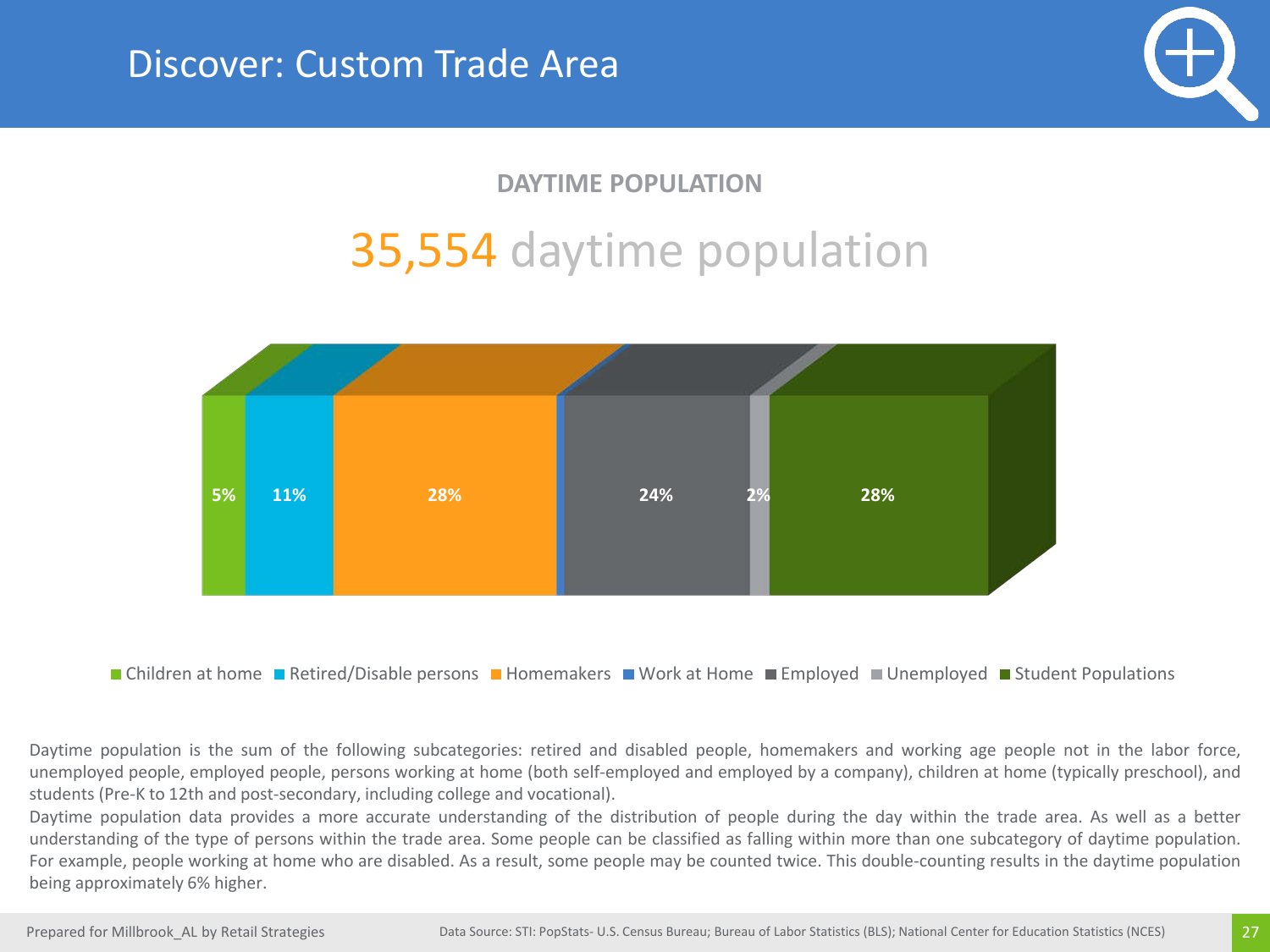# Discover: Custom Trade Area

## DAYTIME POPULATION

35,554 daytime population

5%
11%
28%
24%
2%
28%

Children at home | Retired/Disable persons | Homemakers | Work at Home | Employed | Unemployed | Student Populations

Daytime population is the sum of the following subcategories: retired and disabled people, homemakers and working age people not in the labor force, unemployed people, employed people, persons working at home (both self-employed and employed by a company), children at home (typically preschool), and students (Pre-K to 12th and post-secondary, including college and vocational).

Daytime population data provides a more accurate understanding of the distribution of people during the day within the trade area. As well as a better understanding of the type of persons within the trade area. Some people can be classified as falling within more than one subcategory of daytime population. For example, people working at home who are disabled. As a result, some people may be counted twice. This double-counting results in the daytime population being approximately 6% higher.

Prepared for Millbrook_AL by Retail Strategies

Data Source: STI: PopStats- U.S. Census Bureau; Bureau of Labor Statistics (BLS); National Center for Education Statistics (NCES)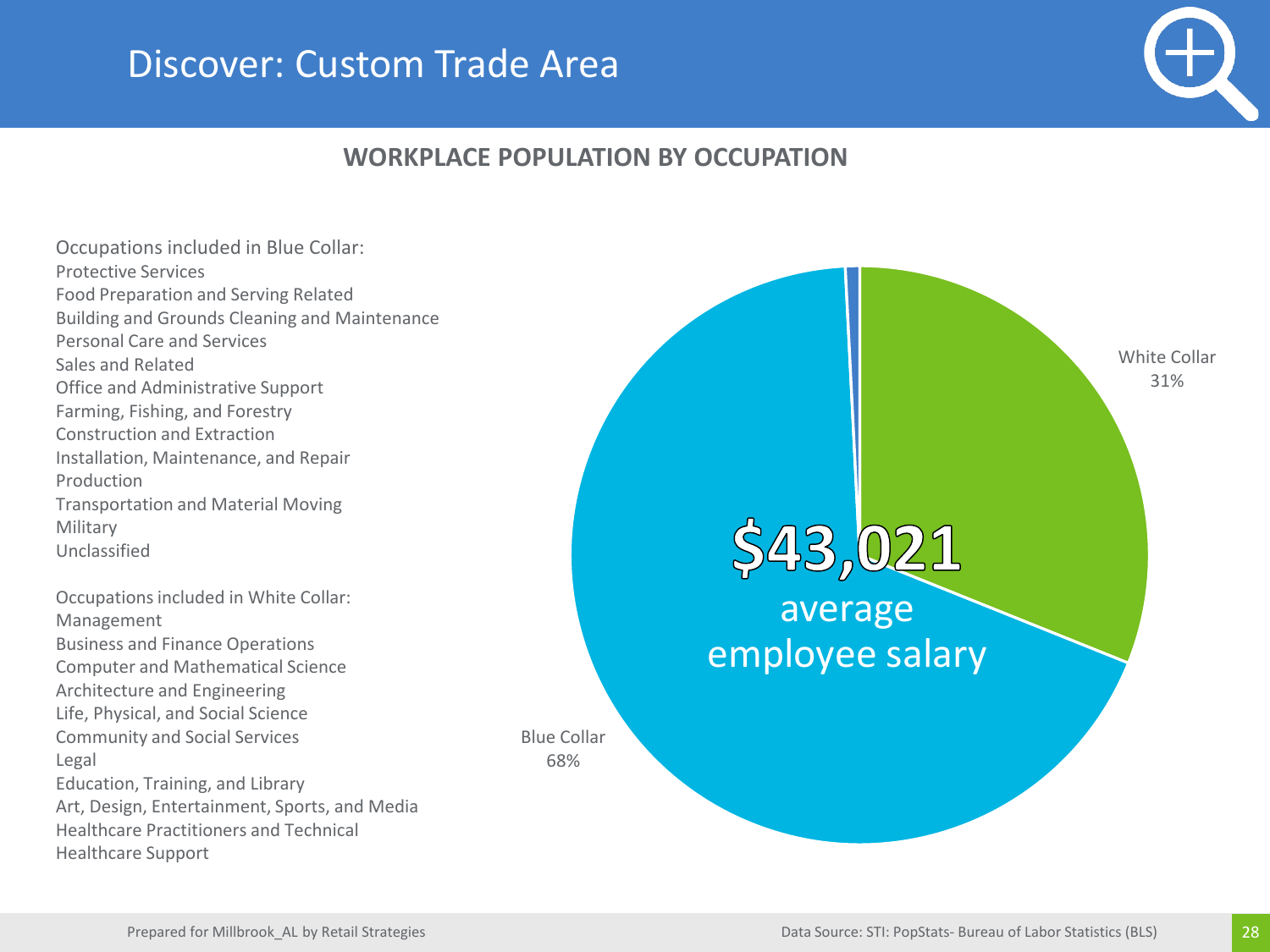# Discover: Custom Trade Area

## WORKPLACE POPULATION BY OCCUPATION

Occupations included in Blue Collar:
Protective Services
Food Preparation and Serving Related
Building and Grounds Cleaning and Maintenance
Personal Care and Services
Sales and Related
Office and Administrative Support
Farming, Fishing, and Forestry
Construction and Extraction
Installation, Maintenance, and Repair
Production
Transportation and Material Moving
Military
Unclassified

Occupations included in White Collar:
Management
Business and Finance Operations
Computer and Mathematical Science
Architecture and Engineering
Life, Physical, and Social Science
Community and Social Services
Legal
Education, Training, and Library
Art, Design, Entertainment, Sports, and Media
Healthcare Practitioners and Technical
Healthcare Support

White Collar
31%

Blue Collar
68%

$43,021
average
employee salary

Prepared for Millbrook_AL by Retail Strategies

Data Source: STI: PopStats- Bureau of Labor Statistics (BLS)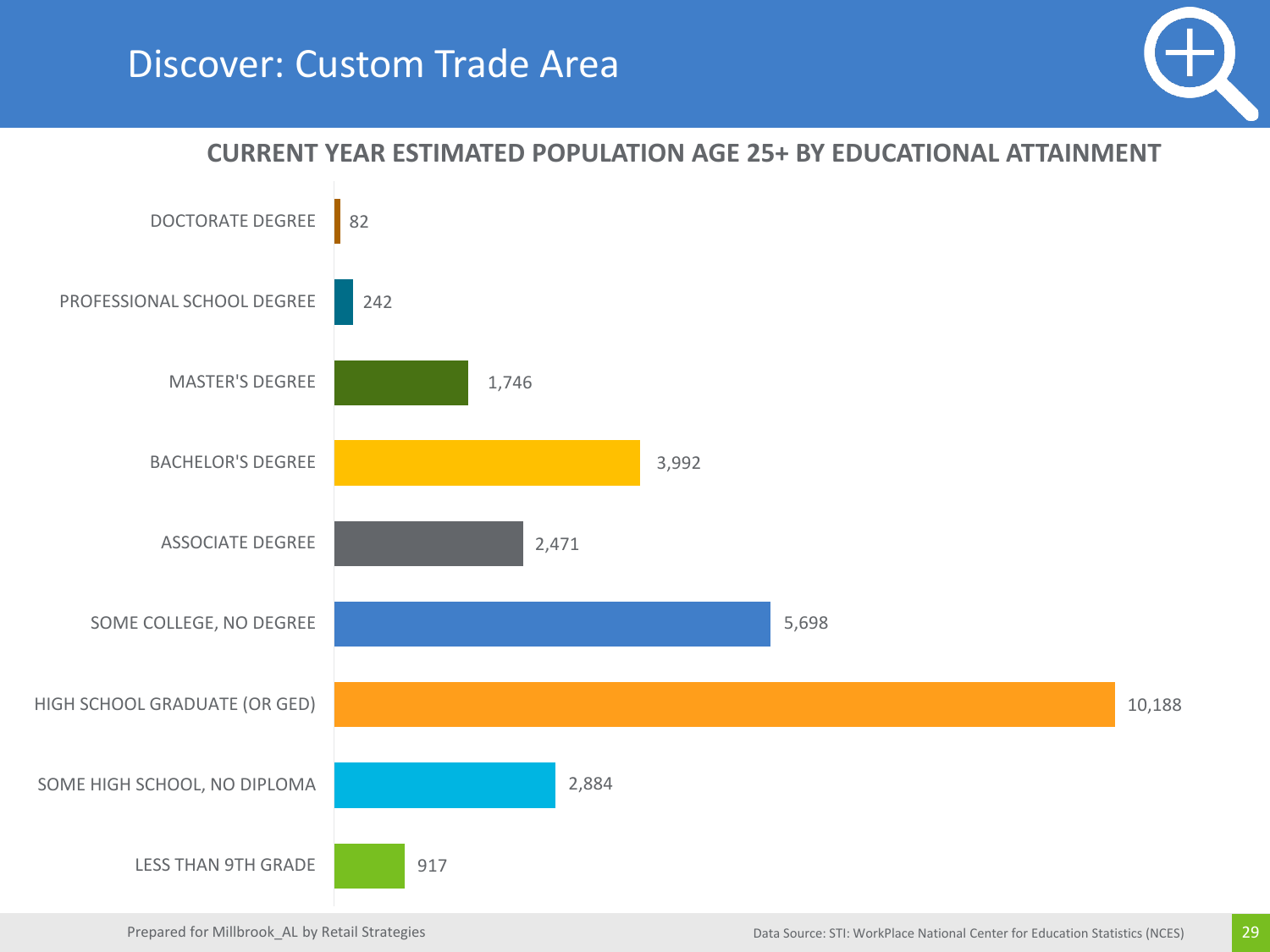# Discover: Custom Trade Area

## CURRENT YEAR ESTIMATED POPULATION AGE 25+ BY EDUCATIONAL ATTAINMENT

DOCTORATE DEGREE 82

PROFESSIONAL SCHOOL DEGREE 242

MASTER'S DEGREE 1,746

BACHELOR'S DEGREE 3,992

ASSOCIATE DEGREE 2,471

SOME COLLEGE, NO DEGREE 5,698

HIGH SCHOOL GRADUATE (OR GED) 10,188

SOME HIGH SCHOOL, NO DIPLOMA 2,884

LESS THAN 9TH GRADE 917

Prepared for Millbrook_AL by Retail Strategies

Data Source: STI: WorkPlace National Center for Education Statistics (NCES)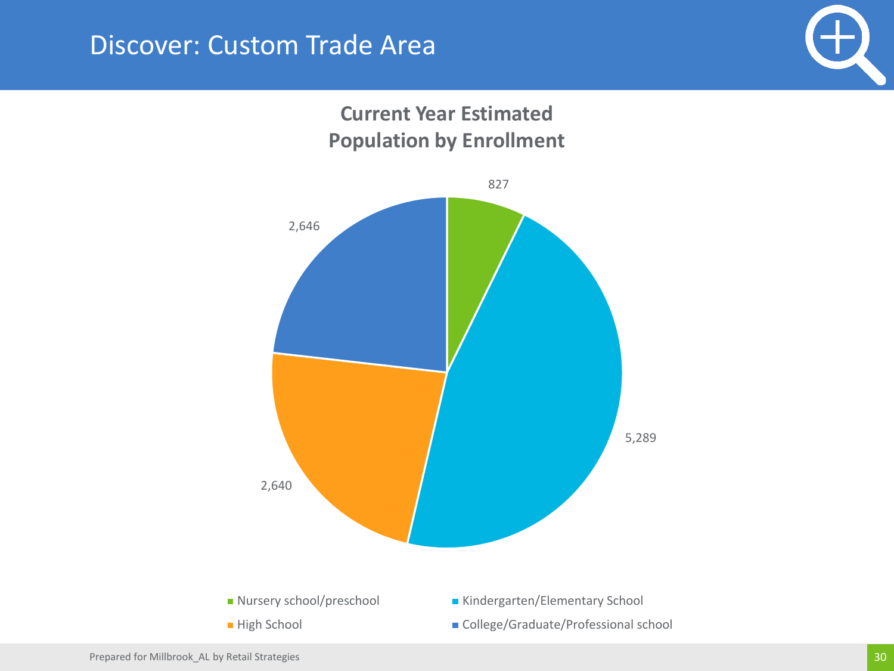# Discover: Custom Trade Area

## Current Year Estimated Population by Enrollment

827

5,289

2,640

2,646

Nursery school/preschool

Kindergarten/Elementary School

High School

College/Graduate/Professional school

Prepared for Millbrook_AL by Retail Strategies